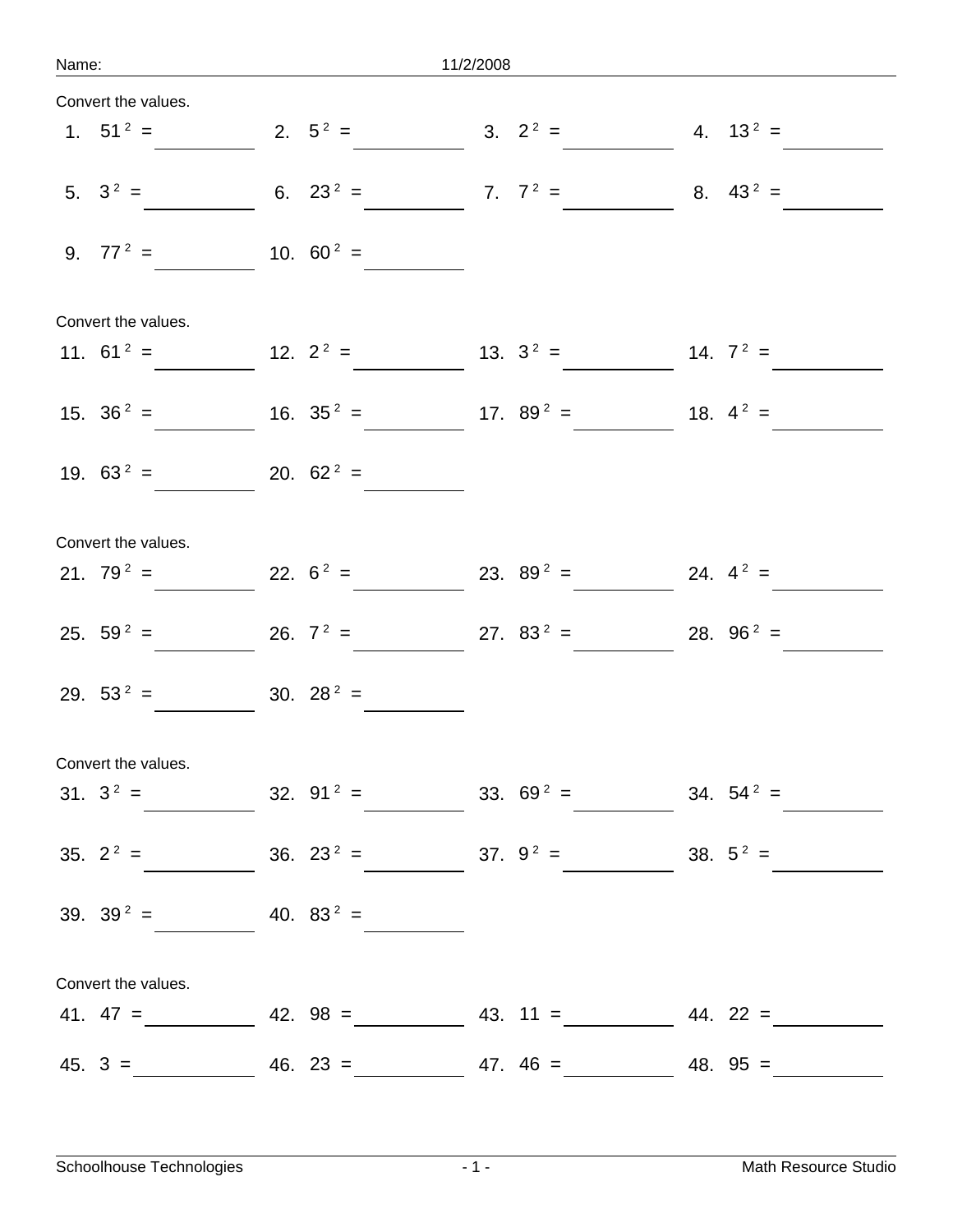Name: 11/2/2008

Convert the values.

1. $51^2$ = ______ 2. $5^2$ = ______ 3. $2^2$ = ______ 4. $13^2$ = ______

5. $3^2$ = ______ 6. $23^2$ = ______ 7. $7^2$ = ______ 8. $43^2$ = ______

9. $77^2$ = ______ 10. $60^2$ = ______

Convert the values.

11. $61^2$ = ______ 12. $2^2$ = ______ 13. $3^2$ = ______ 14. $7^2$ = ______

15. $36^2$ = ______ 16. $35^2$ = ______ 17. $89^2$ = ______ 18. $4^2$ = ______

19. $63^2$ = ______ 20. $62^2$ = ______

Convert the values.

21. $79^2$ = ______ 22. $6^2$ = ______ 23. $89^2$ = ______ 24. $4^2$ = ______

25. $59^2$ = ______ 26. $7^2$ = ______ 27. $83^2$ = ______ 28. $96^2$ = ______

29. $53^2$ = ______ 30. $28^2$ = ______

Convert the values.

31. $3^2$ = ______ 32. $91^2$ = ______ 33. $69^2$ = ______ 34. $54^2$ = ______

35. $2^2$ = ______ 36. $23^2$ = ______ 37. $9^2$ = ______ 38. $5^2$ = ______

39. $39^2$ = ______ 40. $83^2$ = ______

Convert the values.

41. 47 = ______ 42. 98 = ______ 43. 11 = ______ 44. 22 = ______

45. 3 = ______ 46. 23 = ______ 47. 46 = ______ 48. 95 = ______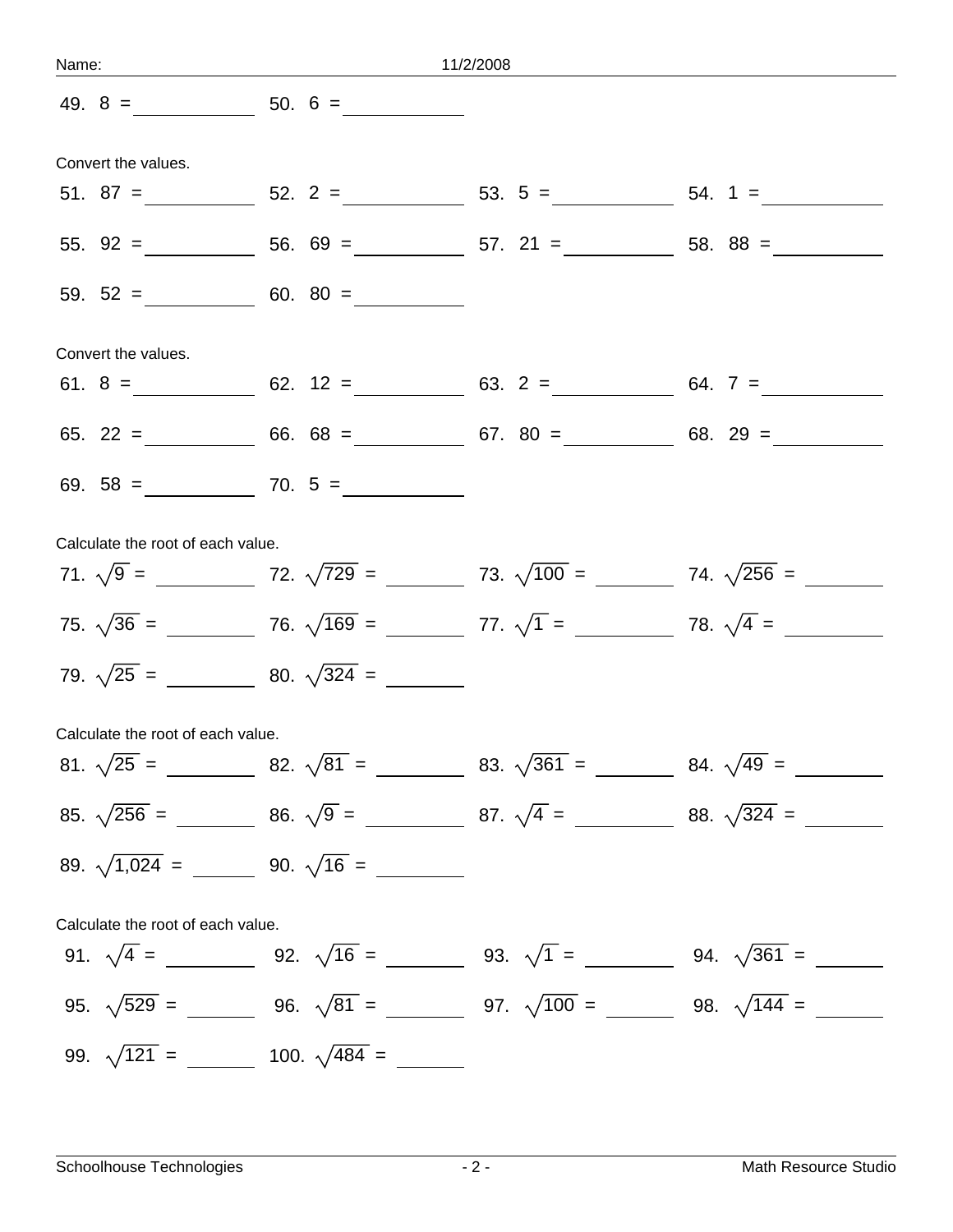Name: 11/2/2008

49. 8 = ________ 50. 6 = ________

Convert the values.

51. 87 = ________ 52. 2 = ________ 53. 5 = ________ 54. 1 = ________

55. 92 = ________ 56. 69 = ________ 57. 21 = ________ 58. 88 = ________

59. 52 = ________ 60. 80 = ________

Convert the values.

61. 8 = ________ 62. 12 = ________ 63. 2 = ________ 64. 7 = ________

65. 22 = ________ 66. 68 = ________ 67. 80 = ________ 68. 29 = ________

69. 58 = ________ 70. 5 = ________

Calculate the root of each value.

71. $\sqrt{9}$ = ________ 72. $\sqrt{729}$ = ________ 73. $\sqrt{100}$ = ________ 74. $\sqrt{256}$ = ________

75. $\sqrt{36}$ = ________ 76. $\sqrt{169}$ = ________ 77. $\sqrt{1}$ = ________ 78. $\sqrt{4}$ = ________

79. $\sqrt{25}$ = ________ 80. $\sqrt{324}$ = ________

Calculate the root of each value.

81. $\sqrt{25}$ = ________ 82. $\sqrt{81}$ = ________ 83. $\sqrt{361}$ = ________ 84. $\sqrt{49}$ = ________

85. $\sqrt{256}$ = ________ 86. $\sqrt{9}$ = ________ 87. $\sqrt{4}$ = ________ 88. $\sqrt{324}$ = ________

89. $\sqrt{1{,}024}$ = ________ 90. $\sqrt{16}$ = ________

Calculate the root of each value.

91. $\sqrt{4}$ = ________ 92. $\sqrt{16}$ = ________ 93. $\sqrt{1}$ = ________ 94. $\sqrt{361}$ = ________

95. $\sqrt{529}$ = ________ 96. $\sqrt{81}$ = ________ 97. $\sqrt{100}$ = ________ 98. $\sqrt{144}$ = ________

99. $\sqrt{121}$ = ________ 100. $\sqrt{484}$ = ________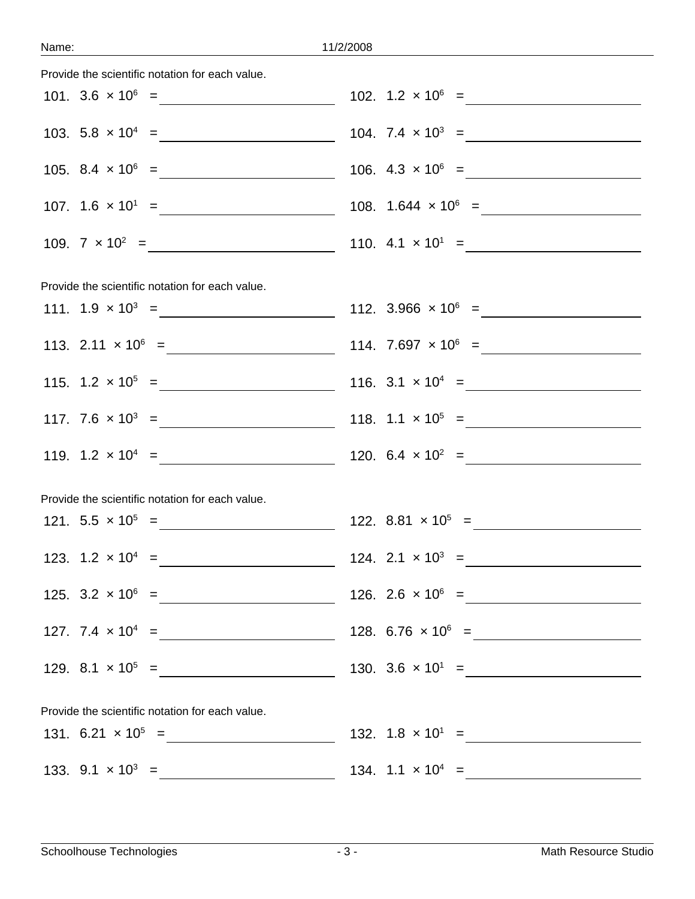Name: 11/2/2008

Provide the scientific notation for each value.

101. $3.6 \times 10^{6}$ = ____________ 102. $1.2 \times 10^{6}$ = ____________

103. $5.8 \times 10^{4}$ = ____________ 104. $7.4 \times 10^{3}$ = ____________

105. $8.4 \times 10^{6}$ = ____________ 106. $4.3 \times 10^{6}$ = ____________

107. $1.6 \times 10^{1}$ = ____________ 108. $1.644 \times 10^{6}$ = ____________

109. $7 \times 10^{2}$ = ____________ 110. $4.1 \times 10^{1}$ = ____________

Provide the scientific notation for each value.

111. $1.9 \times 10^{3}$ = ____________ 112. $3.966 \times 10^{6}$ = ____________

113. $2.11 \times 10^{6}$ = ____________ 114. $7.697 \times 10^{6}$ = ____________

115. $1.2 \times 10^{5}$ = ____________ 116. $3.1 \times 10^{4}$ = ____________

117. $7.6 \times 10^{3}$ = ____________ 118. $1.1 \times 10^{5}$ = ____________

119. $1.2 \times 10^{4}$ = ____________ 120. $6.4 \times 10^{2}$ = ____________

Provide the scientific notation for each value.

121. $5.5 \times 10^{5}$ = ____________ 122. $8.81 \times 10^{5}$ = ____________

123. $1.2 \times 10^{4}$ = ____________ 124. $2.1 \times 10^{3}$ = ____________

125. $3.2 \times 10^{6}$ = ____________ 126. $2.6 \times 10^{6}$ = ____________

127. $7.4 \times 10^{4}$ = ____________ 128. $6.76 \times 10^{6}$ = ____________

129. $8.1 \times 10^{5}$ = ____________ 130. $3.6 \times 10^{1}$ = ____________

Provide the scientific notation for each value.

131. $6.21 \times 10^{5}$ = ____________ 132. $1.8 \times 10^{1}$ = ____________

133. $9.1 \times 10^{3}$ = ____________ 134. $1.1 \times 10^{4}$ = ____________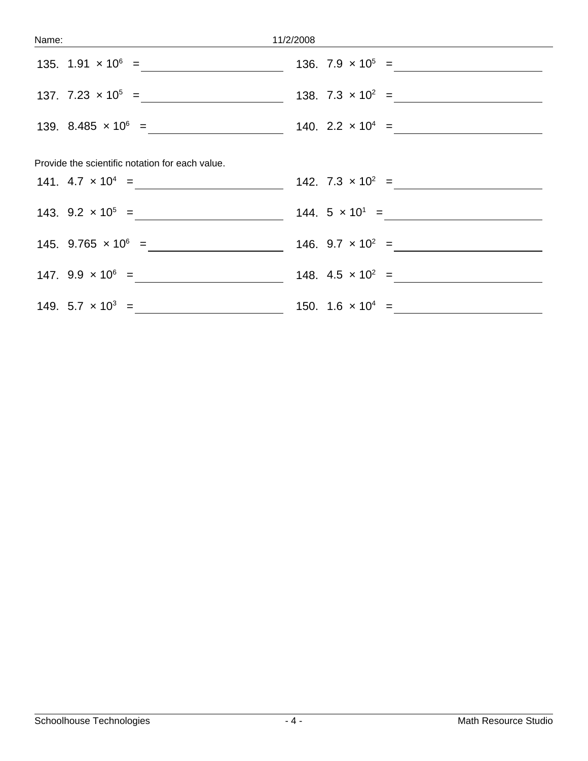135. $1.91 \times 10^6$ = ______________________

136. $7.9 \times 10^5$ = ______________________

137. $7.23 \times 10^5$ = ______________________

138. $7.3 \times 10^2$ = ______________________

139. $8.485 \times 10^6$ = ______________________

140. $2.2 \times 10^4$ = ______________________

Provide the scientific notation for each value.

141. $4.7 \times 10^4$ = ______________________

142. $7.3 \times 10^2$ = ______________________

143. $9.2 \times 10^5$ = ______________________

144. $5 \times 10^1$ = ______________________

145. $9.765 \times 10^6$ = ______________________

146. $9.7 \times 10^2$ = ______________________

147. $9.9 \times 10^6$ = ______________________

148. $4.5 \times 10^2$ = ______________________

149. $5.7 \times 10^3$ = ______________________

150. $1.6 \times 10^4$ = ______________________